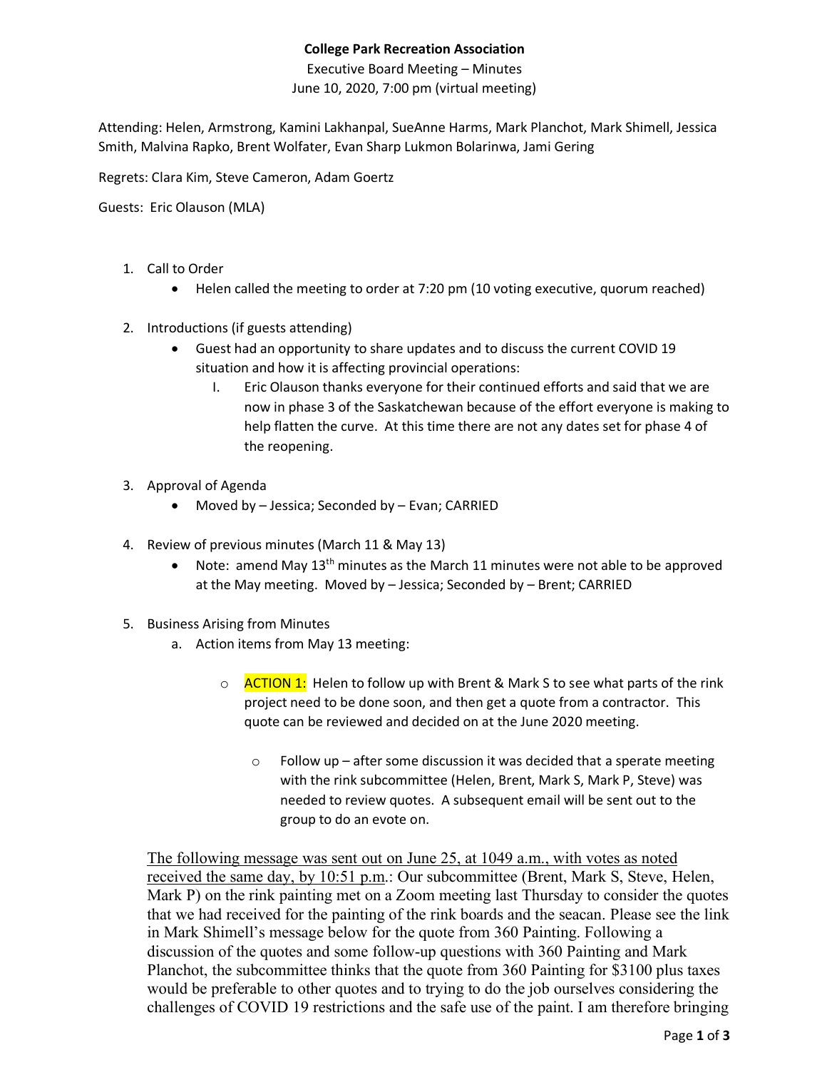**College Park Recreation Association**

Executive Board Meeting – Minutes

June 10, 2020, 7:00 pm (virtual meeting)

Attending: Helen, Armstrong, Kamini Lakhanpal, SueAnne Harms, Mark Planchot, Mark Shimell, Jessica Smith, Malvina Rapko, Brent Wolfater, Evan Sharp Lukmon Bolarinwa, Jami Gering

Regrets: Clara Kim, Steve Cameron, Adam Goertz

Guests: Eric Olauson (MLA)

1. Call to Order
   - Helen called the meeting to order at 7:20 pm (10 voting executive, quorum reached)

2. Introductions (if guests attending)
   - Guest had an opportunity to share updates and to discuss the current COVID 19 situation and how it is affecting provincial operations:
     I. Eric Olauson thanks everyone for their continued efforts and said that we are now in phase 3 of the Saskatchewan because of the effort everyone is making to help flatten the curve. At this time there are not any dates set for phase 4 of the reopening.

3. Approval of Agenda
   - Moved by – Jessica; Seconded by – Evan; CARRIED

4. Review of previous minutes (March 11 & May 13)
   - Note: amend May 13th minutes as the March 11 minutes were not able to be approved at the May meeting. Moved by – Jessica; Seconded by – Brent; CARRIED

5. Business Arising from Minutes
   a. Action items from May 13 meeting:

      - ACTION 1: Helen to follow up with Brent & Mark S to see what parts of the rink project need to be done soon, and then get a quote from a contractor. This quote can be reviewed and decided on at the June 2020 meeting.

        - Follow up – after some discussion it was decided that a sperate meeting with the rink subcommittee (Helen, Brent, Mark S, Mark P, Steve) was needed to review quotes. A subsequent email will be sent out to the group to do an evote on.

<u>The following message was sent out on June 25, at 1049 a.m., with votes as noted received the same day, by 10:51 p.m.</u>: Our subcommittee (Brent, Mark S, Steve, Helen, Mark P) on the rink painting met on a Zoom meeting last Thursday to consider the quotes that we had received for the painting of the rink boards and the seacan. Please see the link in Mark Shimell's message below for the quote from 360 Painting. Following a discussion of the quotes and some follow-up questions with 360 Painting and Mark Planchot, the subcommittee thinks that the quote from 360 Painting for $3100 plus taxes would be preferable to other quotes and to trying to do the job ourselves considering the challenges of COVID 19 restrictions and the safe use of the paint. I am therefore bringing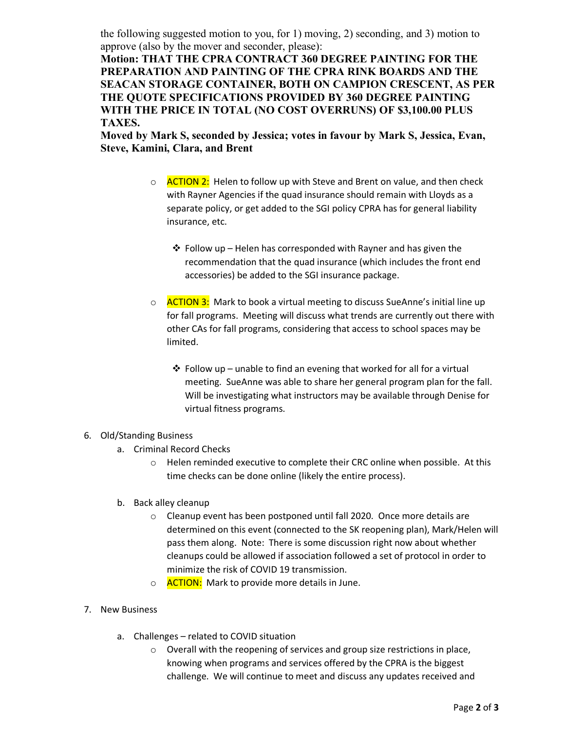the following suggested motion to you, for 1) moving, 2) seconding, and 3) motion to approve (also by the mover and seconder, please):

**Motion: THAT THE CPRA CONTRACT 360 DEGREE PAINTING FOR THE PREPARATION AND PAINTING OF THE CPRA RINK BOARDS AND THE SEACAN STORAGE CONTAINER, BOTH ON CAMPION CRESCENT, AS PER THE QUOTE SPECIFICATIONS PROVIDED BY 360 DEGREE PAINTING WITH THE PRICE IN TOTAL (NO COST OVERRUNS) OF $3,100.00 PLUS TAXES.**

**Moved by Mark S, seconded by Jessica; votes in favour by Mark S, Jessica, Evan, Steve, Kamini, Clara, and Brent**

- ACTION 2: Helen to follow up with Steve and Brent on value, and then check with Rayner Agencies if the quad insurance should remain with Lloyds as a separate policy, or get added to the SGI policy CPRA has for general liability insurance, etc.
  - Follow up – Helen has corresponded with Rayner and has given the recommendation that the quad insurance (which includes the front end accessories) be added to the SGI insurance package.
- ACTION 3: Mark to book a virtual meeting to discuss SueAnne's initial line up for fall programs. Meeting will discuss what trends are currently out there with other CAs for fall programs, considering that access to school spaces may be limited.
  - Follow up – unable to find an evening that worked for all for a virtual meeting. SueAnne was able to share her general program plan for the fall. Will be investigating what instructors may be available through Denise for virtual fitness programs.

6. Old/Standing Business
   a. Criminal Record Checks
      - Helen reminded executive to complete their CRC online when possible. At this time checks can be done online (likely the entire process).

   b. Back alley cleanup
      - Cleanup event has been postponed until fall 2020. Once more details are determined on this event (connected to the SK reopening plan), Mark/Helen will pass them along. Note: There is some discussion right now about whether cleanups could be allowed if association followed a set of protocol in order to minimize the risk of COVID 19 transmission.
      - ACTION: Mark to provide more details in June.

7. New Business

   a. Challenges – related to COVID situation
      - Overall with the reopening of services and group size restrictions in place, knowing when programs and services offered by the CPRA is the biggest challenge. We will continue to meet and discuss any updates received and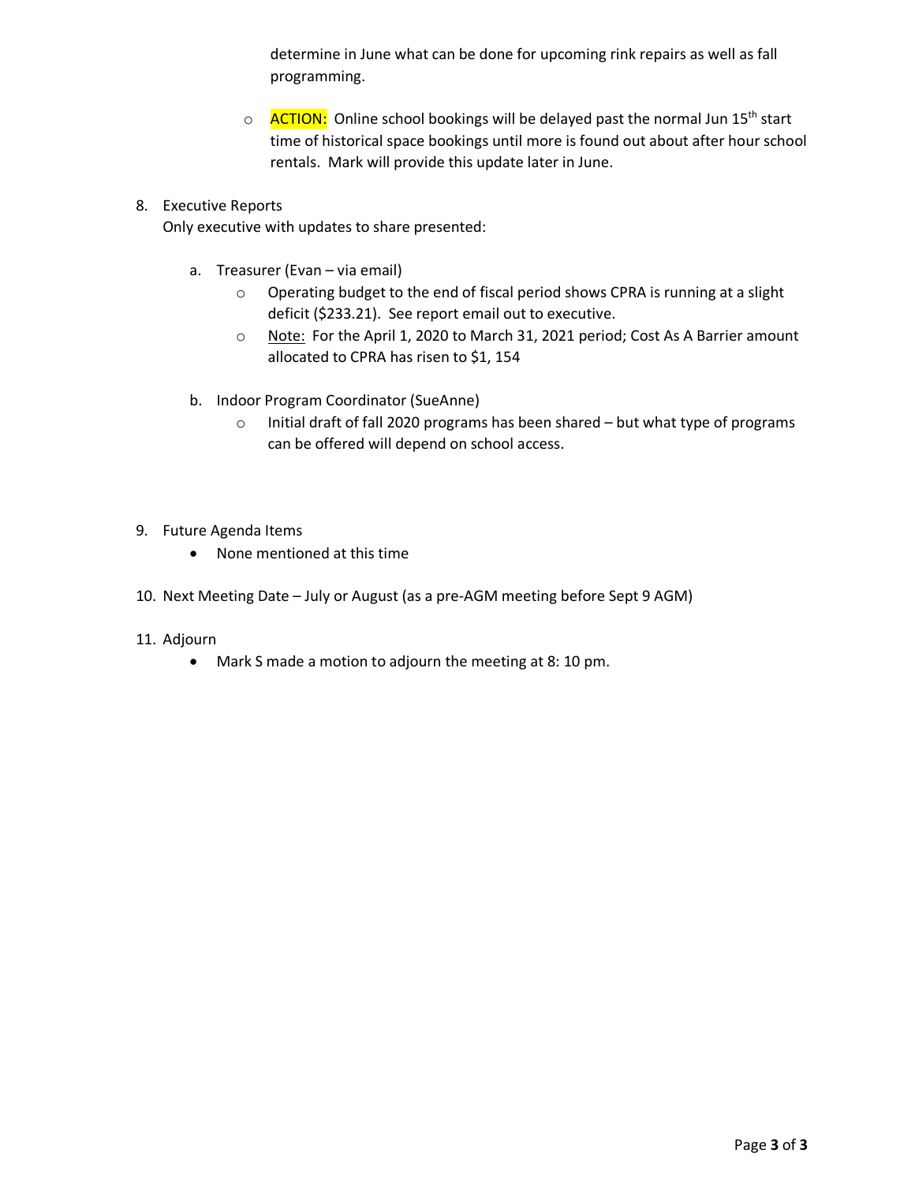determine in June what can be done for upcoming rink repairs as well as fall programming.

- ACTION: Online school bookings will be delayed past the normal Jun 15th start time of historical space bookings until more is found out about after hour school rentals. Mark will provide this update later in June.

8. Executive Reports
   Only executive with updates to share presented:

   a. Treasurer (Evan – via email)
      - Operating budget to the end of fiscal period shows CPRA is running at a slight deficit ($233.21). See report email out to executive.
      - Note: For the April 1, 2020 to March 31, 2021 period; Cost As A Barrier amount allocated to CPRA has risen to $1, 154

   b. Indoor Program Coordinator (SueAnne)
      - Initial draft of fall 2020 programs has been shared – but what type of programs can be offered will depend on school access.

9. Future Agenda Items
   - None mentioned at this time

10. Next Meeting Date – July or August (as a pre-AGM meeting before Sept 9 AGM)

11. Adjourn
    - Mark S made a motion to adjourn the meeting at 8: 10 pm.